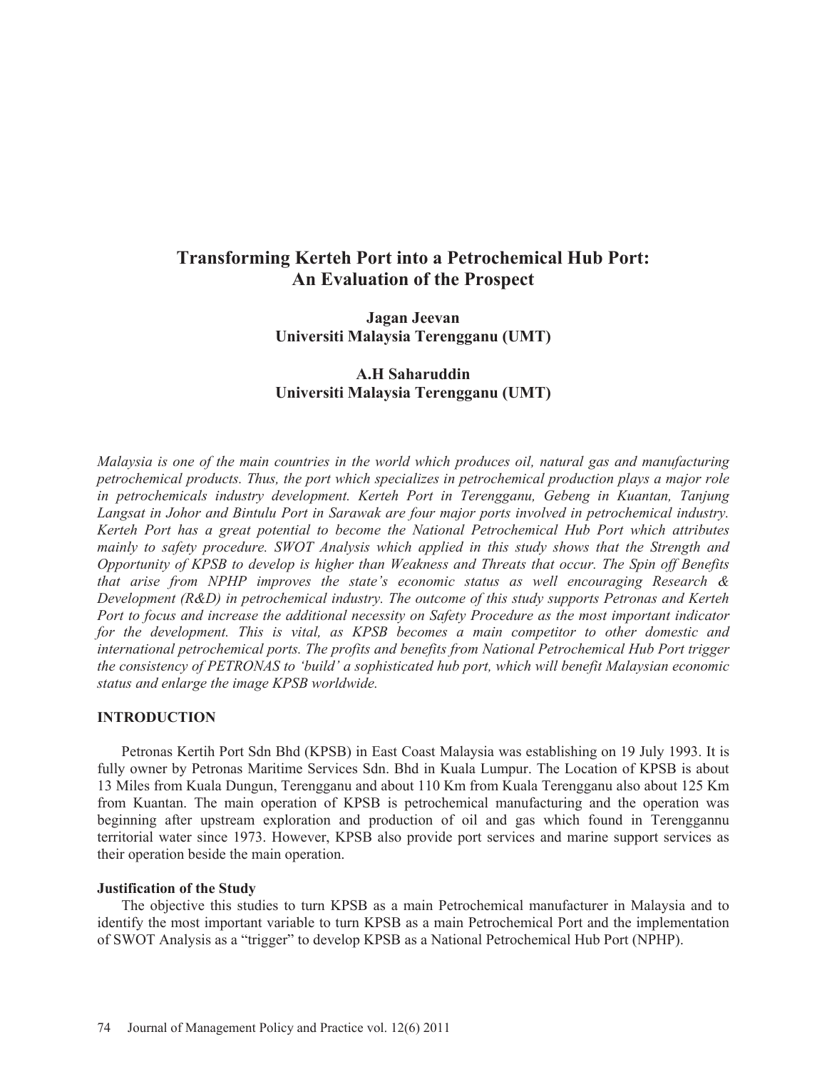# Transforming Kerteh Port into a Petrochemical Hub Port: An Evaluation of the Prospect

**Jagan Jeevan**
**Universiti Malaysia Terengganu (UMT)**

**A.H Saharuddin**
**Universiti Malaysia Terengganu (UMT)**

*Malaysia is one of the main countries in the world which produces oil, natural gas and manufacturing petrochemical products. Thus, the port which specializes in petrochemical production plays a major role in petrochemicals industry development. Kerteh Port in Terengganu, Gebeng in Kuantan, Tanjung Langsat in Johor and Bintulu Port in Sarawak are four major ports involved in petrochemical industry. Kerteh Port has a great potential to become the National Petrochemical Hub Port which attributes mainly to safety procedure. SWOT Analysis which applied in this study shows that the Strength and Opportunity of KPSB to develop is higher than Weakness and Threats that occur. The Spin off Benefits that arise from NPHP improves the state's economic status as well encouraging Research & Development (R&D) in petrochemical industry. The outcome of this study supports Petronas and Kerteh Port to focus and increase the additional necessity on Safety Procedure as the most important indicator for the development. This is vital, as KPSB becomes a main competitor to other domestic and international petrochemical ports. The profits and benefits from National Petrochemical Hub Port trigger the consistency of PETRONAS to 'build' a sophisticated hub port, which will benefit Malaysian economic status and enlarge the image KPSB worldwide.*

## INTRODUCTION

Petronas Kertih Port Sdn Bhd (KPSB) in East Coast Malaysia was establishing on 19 July 1993. It is fully owner by Petronas Maritime Services Sdn. Bhd in Kuala Lumpur. The Location of KPSB is about 13 Miles from Kuala Dungun, Terengganu and about 110 Km from Kuala Terengganu also about 125 Km from Kuantan. The main operation of KPSB is petrochemical manufacturing and the operation was beginning after upstream exploration and production of oil and gas which found in Terengganu territorial water since 1973. However, KPSB also provide port services and marine support services as their operation beside the main operation.

### Justification of the Study

The objective this studies to turn KPSB as a main Petrochemical manufacturer in Malaysia and to identify the most important variable to turn KPSB as a main Petrochemical Port and the implementation of SWOT Analysis as a "trigger" to develop KPSB as a National Petrochemical Hub Port (NPHP).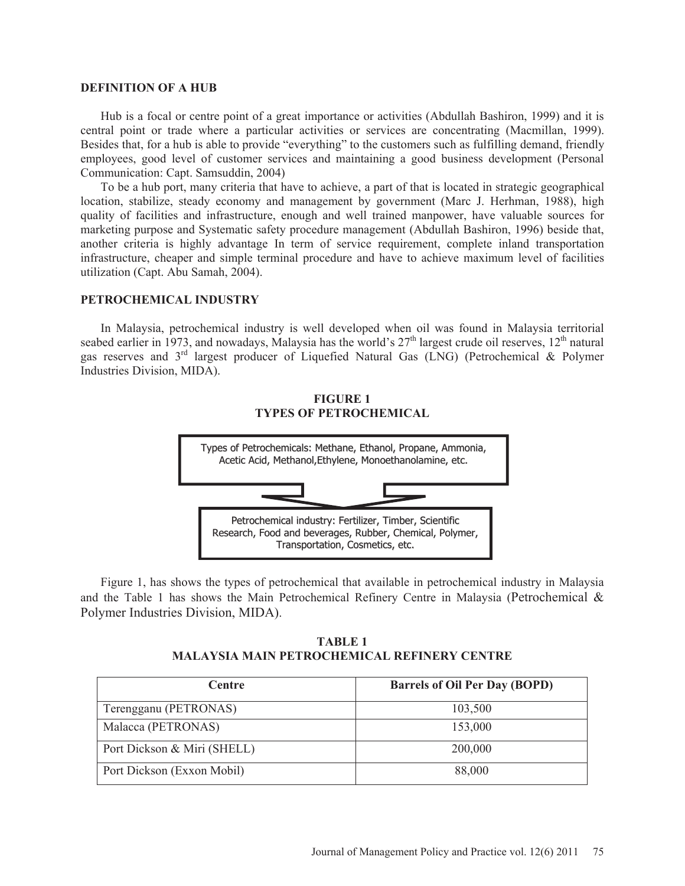**DEFINITION OF A HUB**

Hub is a focal or centre point of a great importance or activities (Abdullah Bashiron, 1999) and it is central point or trade where a particular activities or services are concentrating (Macmillan, 1999). Besides that, for a hub is able to provide "everything" to the customers such as fulfilling demand, friendly employees, good level of customer services and maintaining a good business development (Personal Communication: Capt. Samsuddin, 2004)

To be a hub port, many criteria that have to achieve, a part of that is located in strategic geographical location, stabilize, steady economy and management by government (Marc J. Herhman, 1988), high quality of facilities and infrastructure, enough and well trained manpower, have valuable sources for marketing purpose and Systematic safety procedure management (Abdullah Bashiron, 1996) beside that, another criteria is highly advantage In term of service requirement, complete inland transportation infrastructure, cheaper and simple terminal procedure and have to achieve maximum level of facilities utilization (Capt. Abu Samah, 2004).

**PETROCHEMICAL INDUSTRY**

In Malaysia, petrochemical industry is well developed when oil was found in Malaysia territorial seabed earlier in 1973, and nowadays, Malaysia has the world's 27th largest crude oil reserves, 12th natural gas reserves and 3rd largest producer of Liquefied Natural Gas (LNG) (Petrochemical & Polymer Industries Division, MIDA).

**FIGURE 1**
**TYPES OF PETROCHEMICAL**

Types of Petrochemicals: Methane, Ethanol, Propane, Ammonia, Acetic Acid, Methanol,Ethylene, Monoethanolamine, etc.

Petrochemical industry: Fertilizer, Timber, Scientific Research, Food and beverages, Rubber, Chemical, Polymer, Transportation, Cosmetics, etc.

Figure 1, has shows the types of petrochemical that available in petrochemical industry in Malaysia and the Table 1 has shows the Main Petrochemical Refinery Centre in Malaysia (Petrochemical & Polymer Industries Division, MIDA).

**TABLE 1**
**MALAYSIA MAIN PETROCHEMICAL REFINERY CENTRE**

| Centre | Barrels of Oil Per Day (BOPD) |
| --- | --- |
| Terengganu (PETRONAS) | 103,500 |
| Malacca (PETRONAS) | 153,000 |
| Port Dickson & Miri (SHELL) | 200,000 |
| Port Dickson (Exxon Mobil) | 88,000 |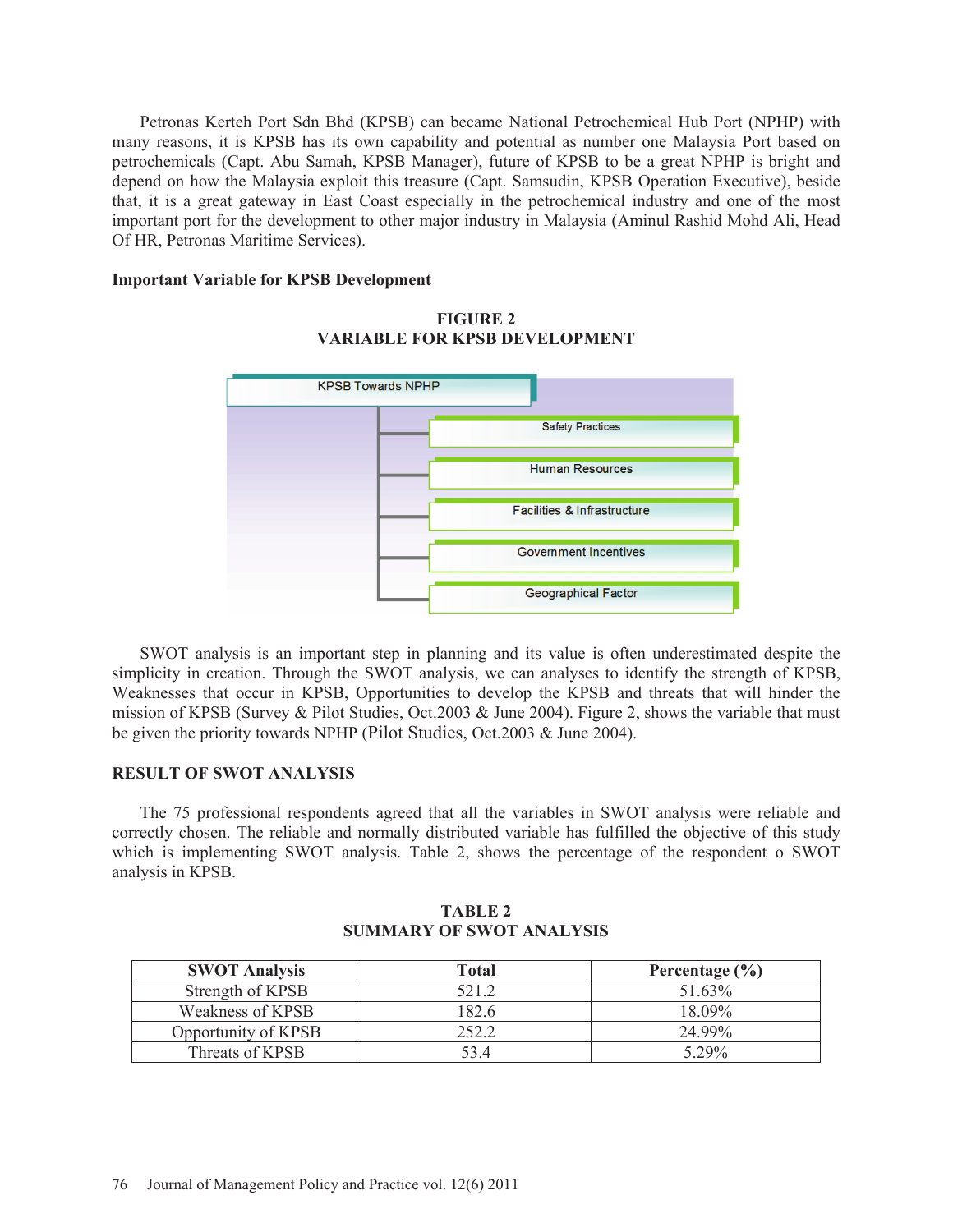Petronas Kerteh Port Sdn Bhd (KPSB) can became National Petrochemical Hub Port (NPHP) with many reasons, it is KPSB has its own capability and potential as number one Malaysia Port based on petrochemicals (Capt. Abu Samah, KPSB Manager), future of KPSB to be a great NPHP is bright and depend on how the Malaysia exploit this treasure (Capt. Samsudin, KPSB Operation Executive), beside that, it is a great gateway in East Coast especially in the petrochemical industry and one of the most important port for the development to other major industry in Malaysia (Aminul Rashid Mohd Ali, Head Of HR, Petronas Maritime Services).

**Important Variable for KPSB Development**

**FIGURE 2**
**VARIABLE FOR KPSB DEVELOPMENT**

- KPSB Towards NPHP
  - Safety Practices
  - Human Resources
  - Facilities & Infrastructure
  - Government Incentives
  - Geographical Factor

SWOT analysis is an important step in planning and its value is often underestimated despite the simplicity in creation. Through the SWOT analysis, we can analyses to identify the strength of KPSB, Weaknesses that occur in KPSB, Opportunities to develop the KPSB and threats that will hinder the mission of KPSB (Survey & Pilot Studies, Oct.2003 & June 2004). Figure 2, shows the variable that must be given the priority towards NPHP (Pilot Studies, Oct.2003 & June 2004).

## RESULT OF SWOT ANALYSIS

The 75 professional respondents agreed that all the variables in SWOT analysis were reliable and correctly chosen. The reliable and normally distributed variable has fulfilled the objective of this study which is implementing SWOT analysis. Table 2, shows the percentage of the respondent o SWOT analysis in KPSB.

**TABLE 2**
**SUMMARY OF SWOT ANALYSIS**

| SWOT Analysis | Total | Percentage (%) |
|---|---|---|
| Strength of KPSB | 521.2 | 51.63% |
| Weakness of KPSB | 182.6 | 18.09% |
| Opportunity of KPSB | 252.2 | 24.99% |
| Threats of KPSB | 53.4 | 5.29% |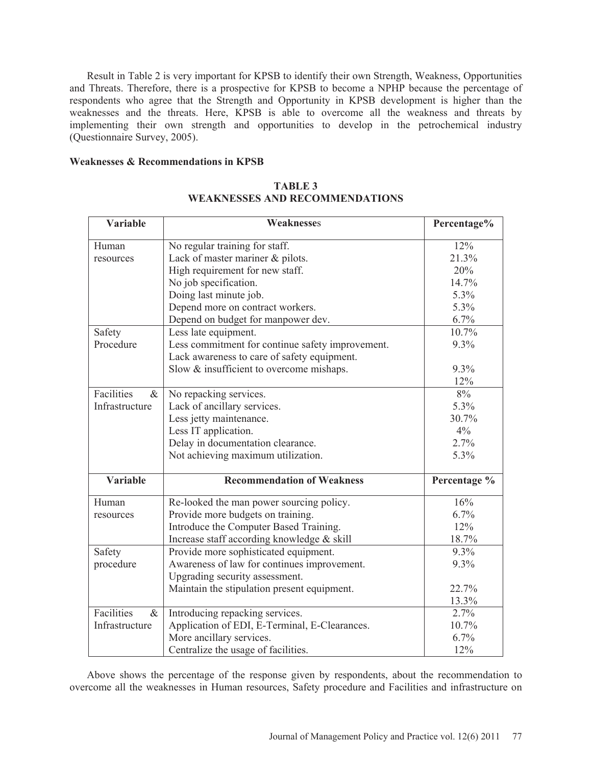Result in Table 2 is very important for KPSB to identify their own Strength, Weakness, Opportunities and Threats. Therefore, there is a prospective for KPSB to become a NPHP because the percentage of respondents who agree that the Strength and Opportunity in KPSB development is higher than the weaknesses and the threats. Here, KPSB is able to overcome all the weakness and threats by implementing their own strength and opportunities to develop in the petrochemical industry (Questionnaire Survey, 2005).

**Weaknesses & Recommendations in KPSB**

**TABLE 3**
**WEAKNESSES AND RECOMMENDATIONS**

| Variable | Weaknesses | Percentage% |
|---|---|---|
| Human resources | No regular training for staff.<br>Lack of master mariner & pilots.<br>High requirement for new staff.<br>No job specification.<br>Doing last minute job.<br>Depend more on contract workers.<br>Depend on budget for manpower dev. | 12%<br>21.3%<br>20%<br>14.7%<br>5.3%<br>5.3%<br>6.7% |
| Safety Procedure | Less late equipment.<br>Less commitment for continue safety improvement.<br>Lack awareness to care of safety equipment.<br>Slow & insufficient to overcome mishaps. | 10.7%<br>9.3%<br><br>9.3%<br>12% |
| Facilities & Infrastructure | No repacking services.<br>Lack of ancillary services.<br>Less jetty maintenance.<br>Less IT application.<br>Delay in documentation clearance.<br>Not achieving maximum utilization. | 8%<br>5.3%<br>30.7%<br>4%<br>2.7%<br>5.3% |
| **Variable** | **Recommendation of Weakness** | **Percentage %** |
| Human resources | Re-looked the man power sourcing policy.<br>Provide more budgets on training.<br>Introduce the Computer Based Training.<br>Increase staff according knowledge & skill | 16%<br>6.7%<br>12%<br>18.7% |
| Safety procedure | Provide more sophisticated equipment.<br>Awareness of law for continues improvement.<br>Upgrading security assessment.<br>Maintain the stipulation present equipment. | 9.3%<br>9.3%<br><br>22.7%<br>13.3% |
| Facilities & Infrastructure | Introducing repacking services.<br>Application of EDI, E-Terminal, E-Clearances.<br>More ancillary services.<br>Centralize the usage of facilities. | 2.7%<br>10.7%<br>6.7%<br>12% |

Above shows the percentage of the response given by respondents, about the recommendation to overcome all the weaknesses in Human resources, Safety procedure and Facilities and infrastructure on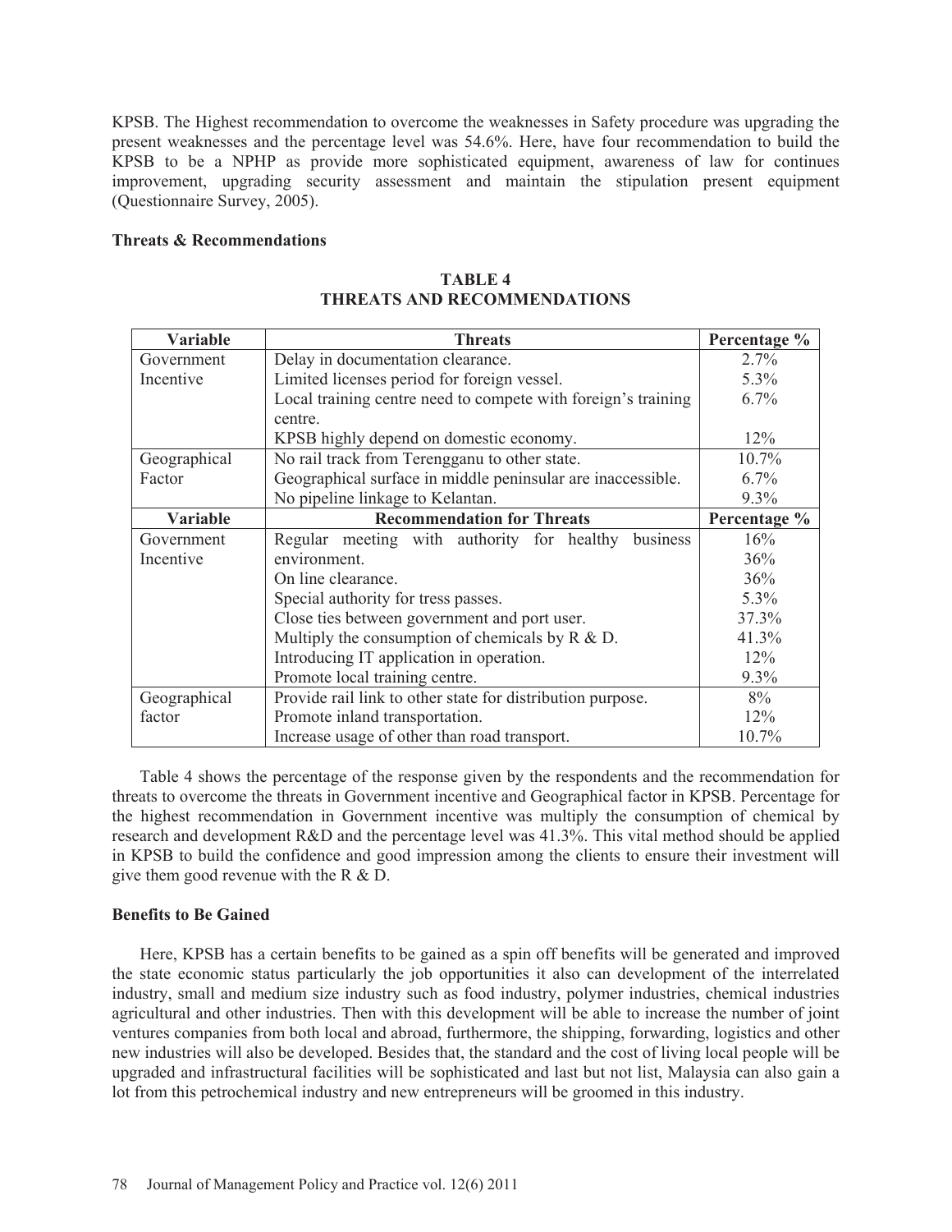KPSB. The Highest recommendation to overcome the weaknesses in Safety procedure was upgrading the present weaknesses and the percentage level was 54.6%. Here, have four recommendation to build the KPSB to be a NPHP as provide more sophisticated equipment, awareness of law for continues improvement, upgrading security assessment and maintain the stipulation present equipment (Questionnaire Survey, 2005).

**Threats & Recommendations**

**TABLE 4**
**THREATS AND RECOMMENDATIONS**

| Variable | Threats | Percentage % |
|---|---|---|
| Government Incentive | Delay in documentation clearance. | 2.7% |
| | Limited licenses period for foreign vessel. | 5.3% |
| | Local training centre need to compete with foreign's training centre. | 6.7% |
| | KPSB highly depend on domestic economy. | 12% |
| Geographical Factor | No rail track from Terengganu to other state. | 10.7% |
| | Geographical surface in middle peninsular are inaccessible. | 6.7% |
| | No pipeline linkage to Kelantan. | 9.3% |
| **Variable** | **Recommendation for Threats** | **Percentage %** |
| Government Incentive | Regular meeting with authority for healthy business environment. | 16% |
| | | 36% |
| | On line clearance. | 36% |
| | Special authority for tress passes. | 5.3% |
| | Close ties between government and port user. | 37.3% |
| | Multiply the consumption of chemicals by R & D. | 41.3% |
| | Introducing IT application in operation. | 12% |
| | Promote local training centre. | 9.3% |
| Geographical factor | Provide rail link to other state for distribution purpose. | 8% |
| | Promote inland transportation. | 12% |
| | Increase usage of other than road transport. | 10.7% |

Table 4 shows the percentage of the response given by the respondents and the recommendation for threats to overcome the threats in Government incentive and Geographical factor in KPSB. Percentage for the highest recommendation in Government incentive was multiply the consumption of chemical by research and development R&D and the percentage level was 41.3%. This vital method should be applied in KPSB to build the confidence and good impression among the clients to ensure their investment will give them good revenue with the R & D.

**Benefits to Be Gained**

Here, KPSB has a certain benefits to be gained as a spin off benefits will be generated and improved the state economic status particularly the job opportunities it also can development of the interrelated industry, small and medium size industry such as food industry, polymer industries, chemical industries agricultural and other industries. Then with this development will be able to increase the number of joint ventures companies from both local and abroad, furthermore, the shipping, forwarding, logistics and other new industries will also be developed. Besides that, the standard and the cost of living local people will be upgraded and infrastructural facilities will be sophisticated and last but not list, Malaysia can also gain a lot from this petrochemical industry and new entrepreneurs will be groomed in this industry.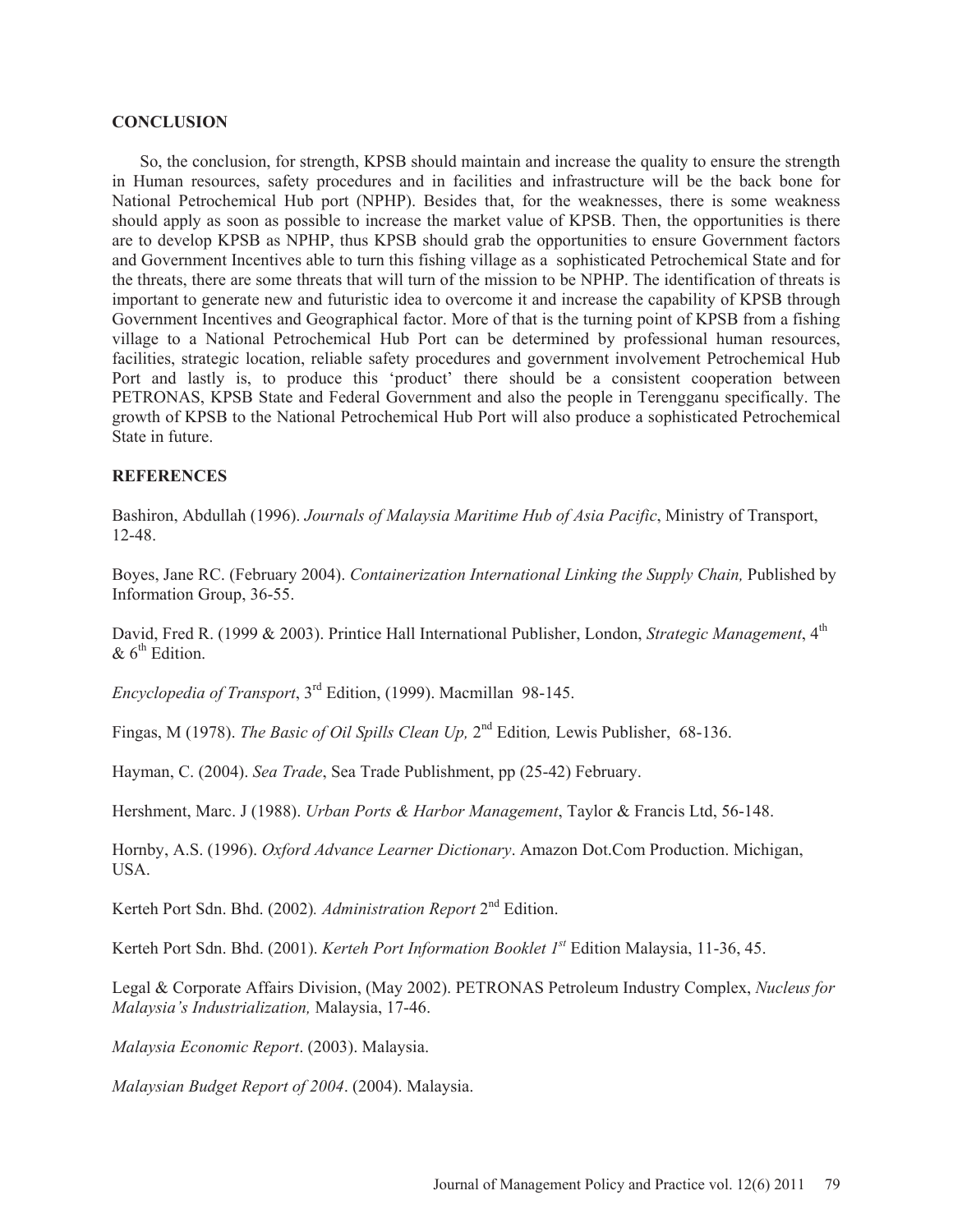## CONCLUSION

So, the conclusion, for strength, KPSB should maintain and increase the quality to ensure the strength in Human resources, safety procedures and in facilities and infrastructure will be the back bone for National Petrochemical Hub port (NPHP). Besides that, for the weaknesses, there is some weakness should apply as soon as possible to increase the market value of KPSB. Then, the opportunities is there are to develop KPSB as NPHP, thus KPSB should grab the opportunities to ensure Government factors and Government Incentives able to turn this fishing village as a sophisticated Petrochemical State and for the threats, there are some threats that will turn of the mission to be NPHP. The identification of threats is important to generate new and futuristic idea to overcome it and increase the capability of KPSB through Government Incentives and Geographical factor. More of that is the turning point of KPSB from a fishing village to a National Petrochemical Hub Port can be determined by professional human resources, facilities, strategic location, reliable safety procedures and government involvement Petrochemical Hub Port and lastly is, to produce this 'product' there should be a consistent cooperation between PETRONAS, KPSB State and Federal Government and also the people in Terengganu specifically. The growth of KPSB to the National Petrochemical Hub Port will also produce a sophisticated Petrochemical State in future.

## REFERENCES

Bashiron, Abdullah (1996). *Journals of Malaysia Maritime Hub of Asia Pacific*, Ministry of Transport, 12-48.

Boyes, Jane RC. (February 2004). *Containerization International Linking the Supply Chain,* Published by Information Group, 36-55.

David, Fred R. (1999 & 2003). Printice Hall International Publisher, London, *Strategic Management*, 4th & 6th Edition.

*Encyclopedia of Transport*, 3rd Edition, (1999). Macmillan 98-145.

Fingas, M (1978). *The Basic of Oil Spills Clean Up,* 2nd Edition*,* Lewis Publisher, 68-136.

Hayman, C. (2004). *Sea Trade*, Sea Trade Publishment, pp (25-42) February.

Hershment, Marc. J (1988). *Urban Ports & Harbor Management*, Taylor & Francis Ltd, 56-148.

Hornby, A.S. (1996). *Oxford Advance Learner Dictionary*. Amazon Dot.Com Production. Michigan, USA.

Kerteh Port Sdn. Bhd. (2002)*. Administration Report* 2nd Edition.

Kerteh Port Sdn. Bhd. (2001). *Kerteh Port Information Booklet 1st* Edition Malaysia, 11-36, 45.

Legal & Corporate Affairs Division, (May 2002). PETRONAS Petroleum Industry Complex, *Nucleus for Malaysia's Industrialization,* Malaysia, 17-46.

*Malaysia Economic Report*. (2003). Malaysia.

*Malaysian Budget Report of 2004*. (2004). Malaysia.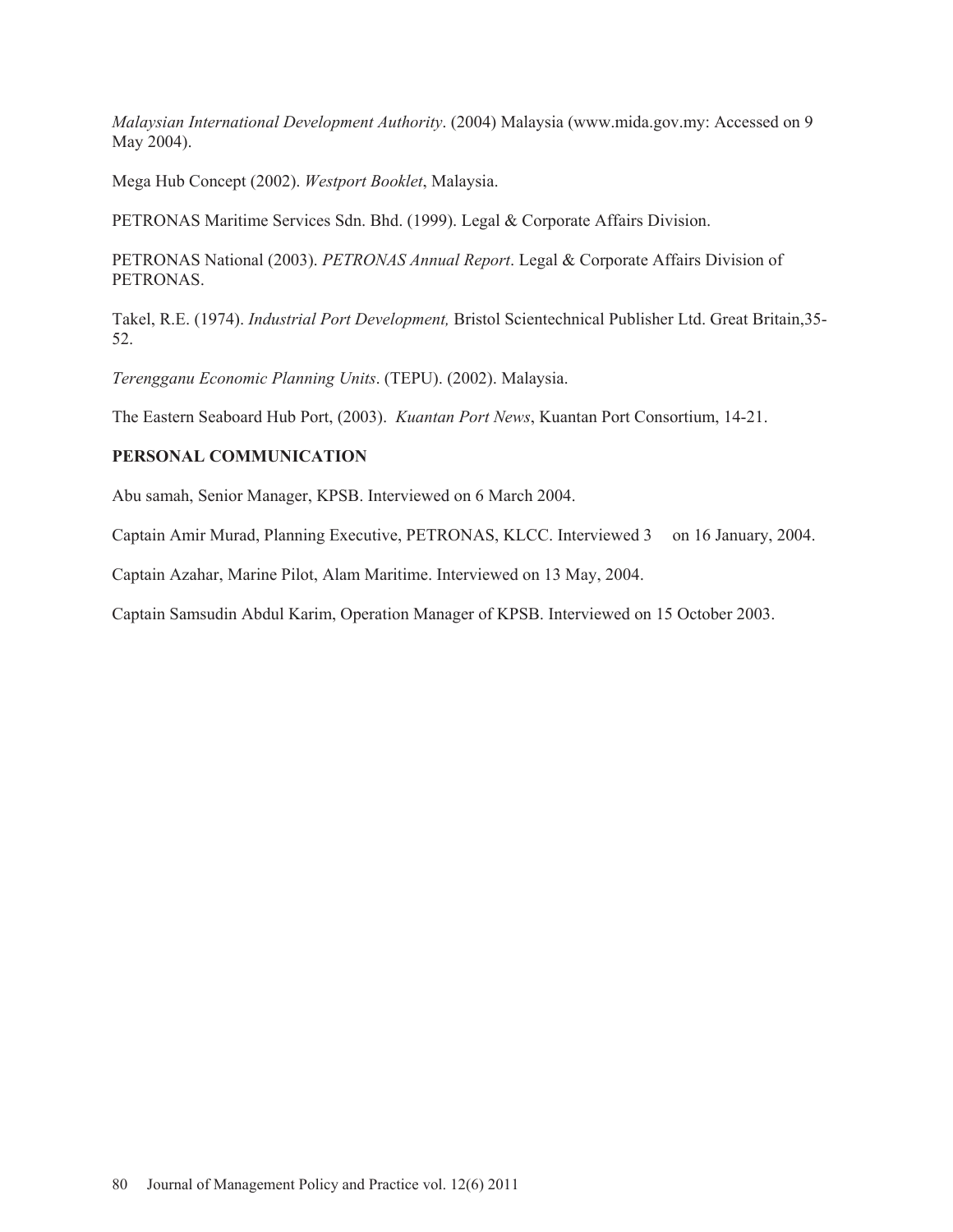*Malaysian International Development Authority*. (2004) Malaysia (www.mida.gov.my: Accessed on 9 May 2004).

Mega Hub Concept (2002). *Westport Booklet*, Malaysia.

PETRONAS Maritime Services Sdn. Bhd. (1999). Legal & Corporate Affairs Division.

PETRONAS National (2003). *PETRONAS Annual Report*. Legal & Corporate Affairs Division of PETRONAS.

Takel, R.E. (1974). *Industrial Port Development,* Bristol Scientechnical Publisher Ltd. Great Britain,35-52.

*Terengganu Economic Planning Units*. (TEPU). (2002). Malaysia.

The Eastern Seaboard Hub Port, (2003). *Kuantan Port News*, Kuantan Port Consortium, 14-21.

**PERSONAL COMMUNICATION**

Abu samah, Senior Manager, KPSB. Interviewed on 6 March 2004.

Captain Amir Murad, Planning Executive, PETRONAS, KLCC. Interviewed 3 on 16 January, 2004.

Captain Azahar, Marine Pilot, Alam Maritime. Interviewed on 13 May, 2004.

Captain Samsudin Abdul Karim, Operation Manager of KPSB. Interviewed on 15 October 2003.